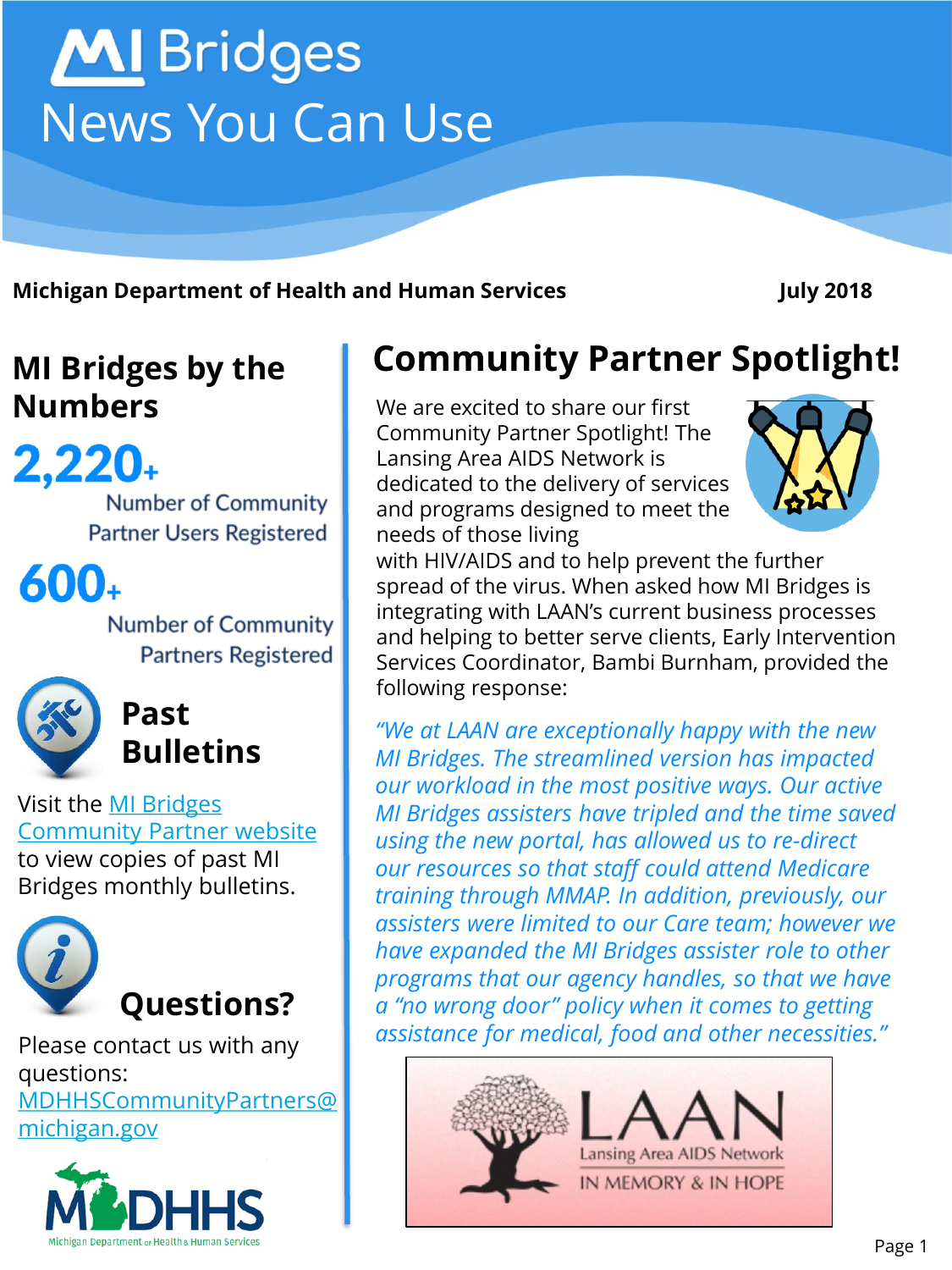# MI Bridges

# News You Can Use

**Michigan Department of Health and Human Services** **July 2018**

## MI Bridges by the Numbers

**2,220+**

Number of Community Partner Users Registered

**600+**

Number of Community Partners Registered

## Past Bulletins

Visit the MI Bridges Community Partner website to view copies of past MI Bridges monthly bulletins.

## Questions?

Please contact us with any questions: MDHHSCommunityPartners@michigan.gov

## Community Partner Spotlight!

We are excited to share our first Community Partner Spotlight! The Lansing Area AIDS Network is dedicated to the delivery of services and programs designed to meet the needs of those living with HIV/AIDS and to help prevent the further spread of the virus. When asked how MI Bridges is integrating with LAAN's current business processes and helping to better serve clients, Early Intervention Services Coordinator, Bambi Burnham, provided the following response:

*"We at LAAN are exceptionally happy with the new MI Bridges. The streamlined version has impacted our workload in the most positive ways. Our active MI Bridges assisters have tripled and the time saved using the new portal, has allowed us to re-direct our resources so that staff could attend Medicare training through MMAP. In addition, previously, our assisters were limited to our Care team; however we have expanded the MI Bridges assister role to other programs that our agency handles, so that we have a "no wrong door" policy when it comes to getting assistance for medical, food and other necessities."*

LAAN
Lansing Area AIDS Network
IN MEMORY & IN HOPE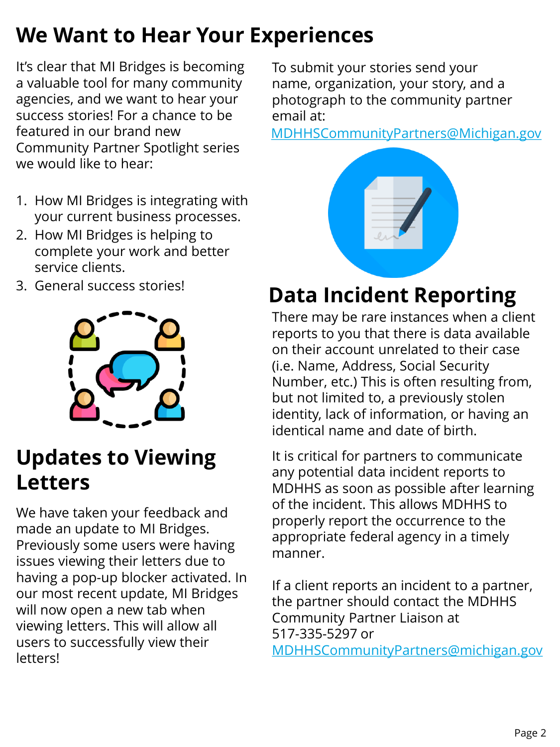# We Want to Hear Your Experiences

It's clear that MI Bridges is becoming a valuable tool for many community agencies, and we want to hear your success stories! For a chance to be featured in our brand new Community Partner Spotlight series we would like to hear:

1. How MI Bridges is integrating with your current business processes.
2. How MI Bridges is helping to complete your work and better service clients.
3. General success stories!

To submit your stories send your name, organization, your story, and a photograph to the community partner email at: MDHHSCommunityPartners@Michigan.gov

## Updates to Viewing Letters

We have taken your feedback and made an update to MI Bridges. Previously some users were having issues viewing their letters due to having a pop-up blocker activated. In our most recent update, MI Bridges will now open a new tab when viewing letters. This will allow all users to successfully view their letters!

## Data Incident Reporting

There may be rare instances when a client reports to you that there is data available on their account unrelated to their case (i.e. Name, Address, Social Security Number, etc.) This is often resulting from, but not limited to, a previously stolen identity, lack of information, or having an identical name and date of birth.

It is critical for partners to communicate any potential data incident reports to MDHHS as soon as possible after learning of the incident. This allows MDHHS to properly report the occurrence to the appropriate federal agency in a timely manner.

If a client reports an incident to a partner, the partner should contact the MDHHS Community Partner Liaison at 517-335-5297 or MDHHSCommunityPartners@michigan.gov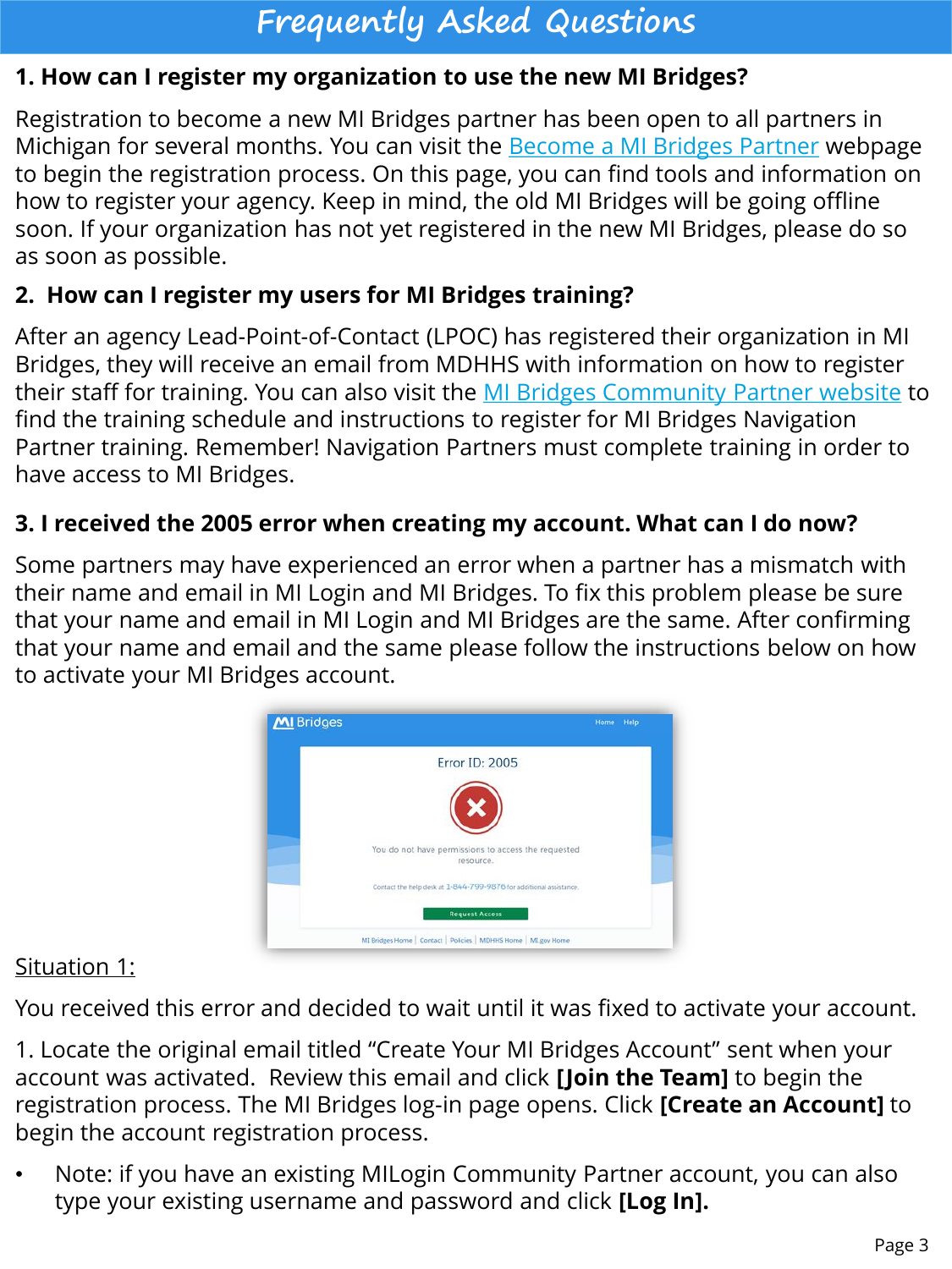# Frequently Asked Questions

**1. How can I register my organization to use the new MI Bridges?**

Registration to become a new MI Bridges partner has been open to all partners in Michigan for several months. You can visit the Become a MI Bridges Partner webpage to begin the registration process. On this page, you can find tools and information on how to register your agency. Keep in mind, the old MI Bridges will be going offline soon. If your organization has not yet registered in the new MI Bridges, please do so as soon as possible.

**2. How can I register my users for MI Bridges training?**

After an agency Lead-Point-of-Contact (LPOC) has registered their organization in MI Bridges, they will receive an email from MDHHS with information on how to register their staff for training. You can also visit the MI Bridges Community Partner website to find the training schedule and instructions to register for MI Bridges Navigation Partner training. Remember! Navigation Partners must complete training in order to have access to MI Bridges.

**3. I received the 2005 error when creating my account. What can I do now?**

Some partners may have experienced an error when a partner has a mismatch with their name and email in MI Login and MI Bridges. To fix this problem please be sure that your name and email in MI Login and MI Bridges are the same. After confirming that your name and email and the same please follow the instructions below on how to activate your MI Bridges account.

Situation 1:

You received this error and decided to wait until it was fixed to activate your account.

1. Locate the original email titled "Create Your MI Bridges Account" sent when your account was activated. Review this email and click **[Join the Team]** to begin the registration process. The MI Bridges log-in page opens. Click **[Create an Account]** to begin the account registration process.

- Note: if you have an existing MILogin Community Partner account, you can also type your existing username and password and click **[Log In].**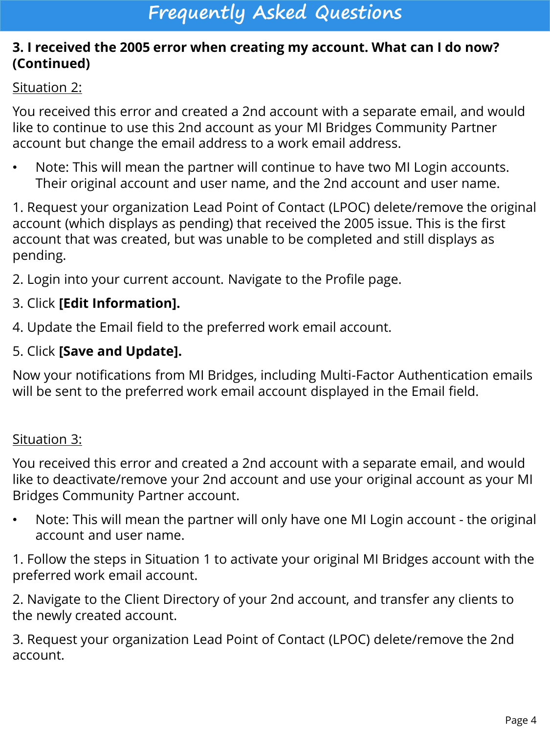# Frequently Asked Questions

**3. I received the 2005 error when creating my account. What can I do now? (Continued)**

Situation 2:

You received this error and created a 2nd account with a separate email, and would like to continue to use this 2nd account as your MI Bridges Community Partner account but change the email address to a work email address.

- Note: This will mean the partner will continue to have two MI Login accounts. Their original account and user name, and the 2nd account and user name.

1. Request your organization Lead Point of Contact (LPOC) delete/remove the original account (which displays as pending) that received the 2005 issue. This is the first account that was created, but was unable to be completed and still displays as pending.
2. Login into your current account. Navigate to the Profile page.
3. Click **[Edit Information].**
4. Update the Email field to the preferred work email account.
5. Click **[Save and Update].**

Now your notifications from MI Bridges, including Multi-Factor Authentication emails will be sent to the preferred work email account displayed in the Email field.

Situation 3:

You received this error and created a 2nd account with a separate email, and would like to deactivate/remove your 2nd account and use your original account as your MI Bridges Community Partner account.

- Note: This will mean the partner will only have one MI Login account - the original account and user name.

1. Follow the steps in Situation 1 to activate your original MI Bridges account with the preferred work email account.
2. Navigate to the Client Directory of your 2nd account, and transfer any clients to the newly created account.
3. Request your organization Lead Point of Contact (LPOC) delete/remove the 2nd account.